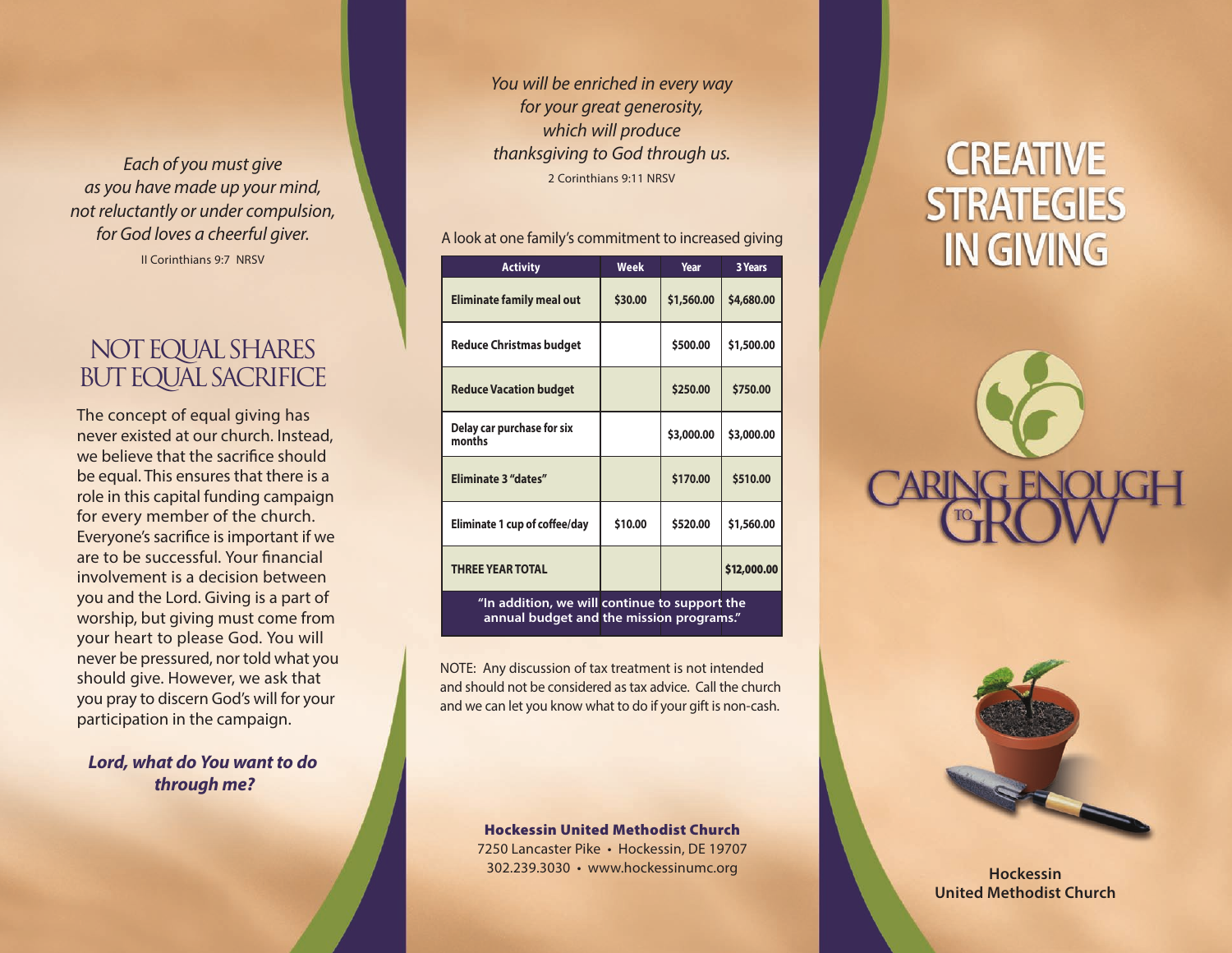*Each of you must give as you have made up your mind, not reluctantly or under compulsion, for God loves a cheerful giver.*

II Corinthians 9:7 NRSV

## NOT EQUAL SHARES BUT EQUAL SACRIFICE

The concept of equal giving has never existed at our church. Instead, we believe that the sacrifice should be equal. This ensures that there is a role in this capital funding campaign for every member of the church. Everyone's sacrifice is important if we are to be successful. Your financial involvement is a decision between you and the Lord. Giving is a part of worship, but giving must come from your heart to please God. You will never be pressured, nor told what you should give. However, we ask that you pray to discern God's will for your participation in the campaign.

***Lord, what do You want to do through me?***

*You will be enriched in every way for your great generosity, which will produce thanksgiving to God through us.*

2 Corinthians 9:11 NRSV

A look at one family's commitment to increased giving

| Activity | Week | Year | 3 Years |
|---|---|---|---|
| Eliminate family meal out | $30.00 | $1,560.00 | $4,680.00 |
| Reduce Christmas budget | | $500.00 | $1,500.00 |
| Reduce Vacation budget | | $250.00 | $750.00 |
| Delay car purchase for six months | | $3,000.00 | $3,000.00 |
| Eliminate 3 "dates" | | $170.00 | $510.00 |
| Eliminate 1 cup of coffee/day | $10.00 | $520.00 | $1,560.00 |
| THREE YEAR TOTAL | | | $12,000.00 |
| "In addition, we will continue to support the annual budget and the mission programs." | | | |

NOTE: Any discussion of tax treatment is not intended and should not be considered as tax advice. Call the church and we can let you know what to do if your gift is non-cash.

**Hockessin United Methodist Church**
7250 Lancaster Pike • Hockessin, DE 19707
302.239.3030 • www.hockessinumc.org

# CREATIVE STRATEGIES IN GIVING

CARING ENOUGH TO GROW

**Hockessin United Methodist Church**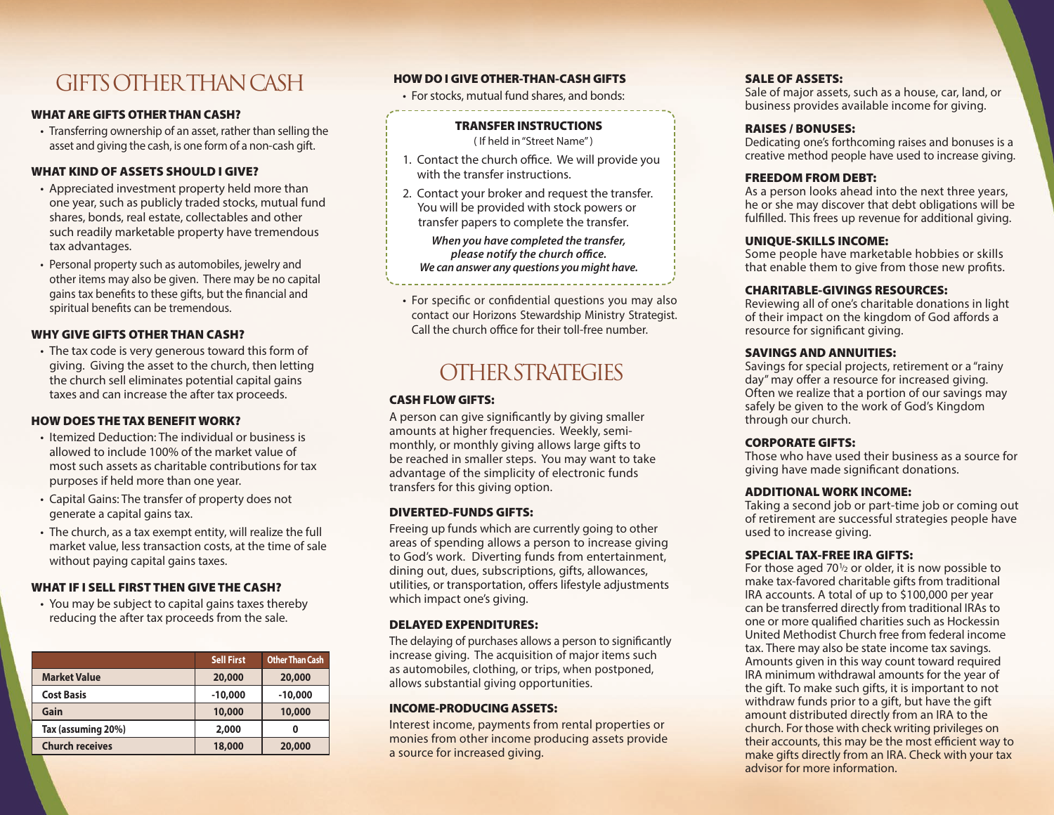# GIFTS OTHER THAN CASH

### WHAT ARE GIFTS OTHER THAN CASH?

- Transferring ownership of an asset, rather than selling the asset and giving the cash, is one form of a non-cash gift.

### WHAT KIND OF ASSETS SHOULD I GIVE?

- Appreciated investment property held more than one year, such as publicly traded stocks, mutual fund shares, bonds, real estate, collectables and other such readily marketable property have tremendous tax advantages.
- Personal property such as automobiles, jewelry and other items may also be given. There may be no capital gains tax benefits to these gifts, but the financial and spiritual benefits can be tremendous.

### WHY GIVE GIFTS OTHER THAN CASH?

- The tax code is very generous toward this form of giving. Giving the asset to the church, then letting the church sell eliminates potential capital gains taxes and can increase the after tax proceeds.

### HOW DOES THE TAX BENEFIT WORK?

- Itemized Deduction: The individual or business is allowed to include 100% of the market value of most such assets as charitable contributions for tax purposes if held more than one year.
- Capital Gains: The transfer of property does not generate a capital gains tax.
- The church, as a tax exempt entity, will realize the full market value, less transaction costs, at the time of sale without paying capital gains taxes.

### WHAT IF I SELL FIRST THEN GIVE THE CASH?

- You may be subject to capital gains taxes thereby reducing the after tax proceeds from the sale.

| | Sell First | Other Than Cash |
|---|---|---|
| Market Value | 20,000 | 20,000 |
| Cost Basis | -10,000 | -10,000 |
| Gain | 10,000 | 10,000 |
| Tax (assuming 20%) | 2,000 | 0 |
| Church receives | 18,000 | 20,000 |

### HOW DO I GIVE OTHER-THAN-CASH GIFTS

- For stocks, mutual fund shares, and bonds:

**TRANSFER INSTRUCTIONS**

( If held in "Street Name" )

1. Contact the church office. We will provide you with the transfer instructions.
2. Contact your broker and request the transfer. You will be provided with stock powers or transfer papers to complete the transfer.

***When you have completed the transfer, please notify the church office. We can answer any questions you might have.***

- For specific or confidential questions you may also contact our Horizons Stewardship Ministry Strategist. Call the church office for their toll-free number.

# OTHER STRATEGIES

### CASH FLOW GIFTS:

A person can give significantly by giving smaller amounts at higher frequencies. Weekly, semi-monthly, or monthly giving allows large gifts to be reached in smaller steps. You may want to take advantage of the simplicity of electronic funds transfers for this giving option.

### DIVERTED-FUNDS GIFTS:

Freeing up funds which are currently going to other areas of spending allows a person to increase giving to God's work. Diverting funds from entertainment, dining out, dues, subscriptions, gifts, allowances, utilities, or transportation, offers lifestyle adjustments which impact one's giving.

### DELAYED EXPENDITURES:

The delaying of purchases allows a person to significantly increase giving. The acquisition of major items such as automobiles, clothing, or trips, when postponed, allows substantial giving opportunities.

### INCOME-PRODUCING ASSETS:

Interest income, payments from rental properties or monies from other income producing assets provide a source for increased giving.

### SALE OF ASSETS:

Sale of major assets, such as a house, car, land, or business provides available income for giving.

### RAISES / BONUSES:

Dedicating one's forthcoming raises and bonuses is a creative method people have used to increase giving.

### FREEDOM FROM DEBT:

As a person looks ahead into the next three years, he or she may discover that debt obligations will be fulfilled. This frees up revenue for additional giving.

### UNIQUE-SKILLS INCOME:

Some people have marketable hobbies or skills that enable them to give from those new profits.

### CHARITABLE-GIVINGS RESOURCES:

Reviewing all of one's charitable donations in light of their impact on the kingdom of God affords a resource for significant giving.

### SAVINGS AND ANNUITIES:

Savings for special projects, retirement or a "rainy day" may offer a resource for increased giving. Often we realize that a portion of our savings may safely be given to the work of God's Kingdom through our church.

### CORPORATE GIFTS:

Those who have used their business as a source for giving have made significant donations.

### ADDITIONAL WORK INCOME:

Taking a second job or part-time job or coming out of retirement are successful strategies people have used to increase giving.

### SPECIAL TAX-FREE IRA GIFTS:

For those aged 70½ or older, it is now possible to make tax-favored charitable gifts from traditional IRA accounts. A total of up to $100,000 per year can be transferred directly from traditional IRAs to one or more qualified charities such as Hockessin United Methodist Church free from federal income tax. There may also be state income tax savings. Amounts given in this way count toward required IRA minimum withdrawal amounts for the year of the gift. To make such gifts, it is important to not withdraw funds prior to a gift, but have the gift amount distributed directly from an IRA to the church. For those with check writing privileges on their accounts, this may be the most efficient way to make gifts directly from an IRA. Check with your tax advisor for more information.